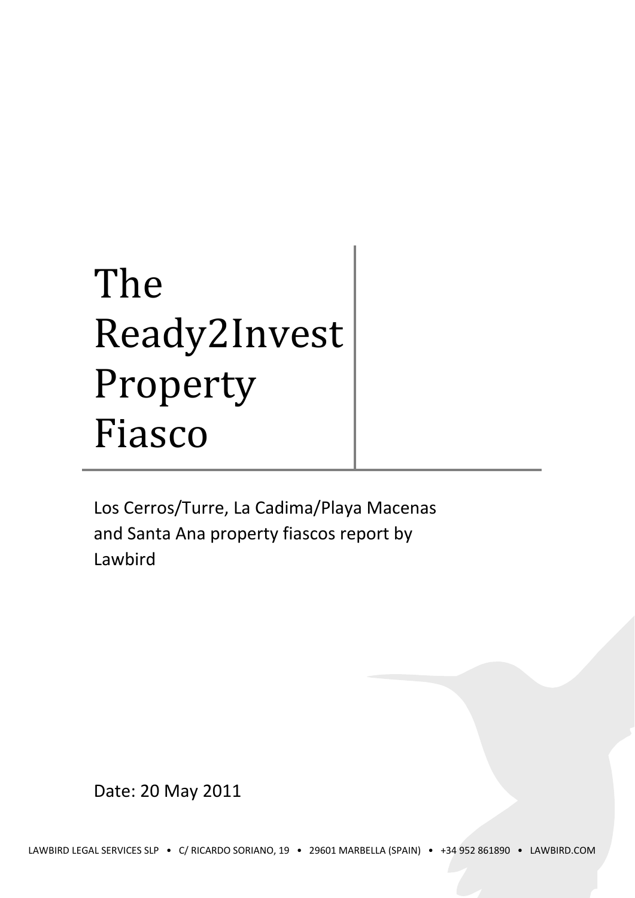# The Ready2Invest Property Fiasco

Los Cerros/Turre, La Cadima/Playa Macenas and Santa Ana property fiascos report by Lawbird

Date: 20 May 2011

LAWBIRD LEGAL SERVICES SLP • C/ RICARDO SORIANO, 19 • 29601 MARBELLA (SPAIN) • +34 952 861890 • LAWBIRD.COM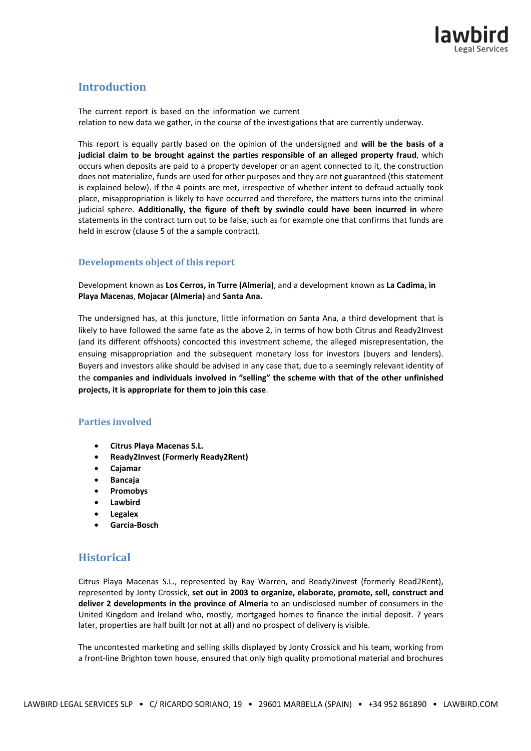## Introduction

The current report is based on the information we current
relation to new data we gather, in the course of the investigations that are currently underway.

This report is equally partly based on the opinion of the undersigned and **will be the basis of a judicial claim to be brought against the parties responsible of an alleged property fraud**, which occurs when deposits are paid to a property developer or an agent connected to it, the construction does not materialize, funds are used for other purposes and they are not guaranteed (this statement is explained below). If the 4 points are met, irrespective of whether intent to defraud actually took place, misappropriation is likely to have occurred and therefore, the matters turns into the criminal judicial sphere. **Additionally, the figure of theft by swindle could have been incurred in** where statements in the contract turn out to be false, such as for example one that confirms that funds are held in escrow (clause 5 of the a sample contract).

### Developments object of this report

Development known as **Los Cerros, in Turre (Almería)**, and a development known as **La Cadima, in Playa Macenas**, **Mojacar (Almeria)** and **Santa Ana.**

The undersigned has, at this juncture, little information on Santa Ana, a third development that is likely to have followed the same fate as the above 2, in terms of how both Citrus and Ready2Invest (and its different offshoots) concocted this investment scheme, the alleged misrepresentation, the ensuing misappropriation and the subsequent monetary loss for investors (buyers and lenders). Buyers and investors alike should be advised in any case that, due to a seemingly relevant identity of the **companies and individuals involved in "selling" the scheme with that of the other unfinished projects, it is appropriate for them to join this case**.

### Parties involved

- **Citrus Playa Macenas S.L.**
- **Ready2Invest (Formerly Ready2Rent)**
- **Cajamar**
- **Bancaja**
- **Promobys**
- **Lawbird**
- **Legalex**
- **Garcia-Bosch**

## Historical

Citrus Playa Macenas S.L., represented by Ray Warren, and Ready2invest (formerly Read2Rent), represented by Jonty Crossick, **set out in 2003 to organize, elaborate, promote, sell, construct and deliver 2 developments in the province of Almeria** to an undisclosed number of consumers in the United Kingdom and Ireland who, mostly, mortgaged homes to finance the initial deposit. 7 years later, properties are half built (or not at all) and no prospect of delivery is visible.

The uncontested marketing and selling skills displayed by Jonty Crossick and his team, working from a front-line Brighton town house, ensured that only high quality promotional material and brochures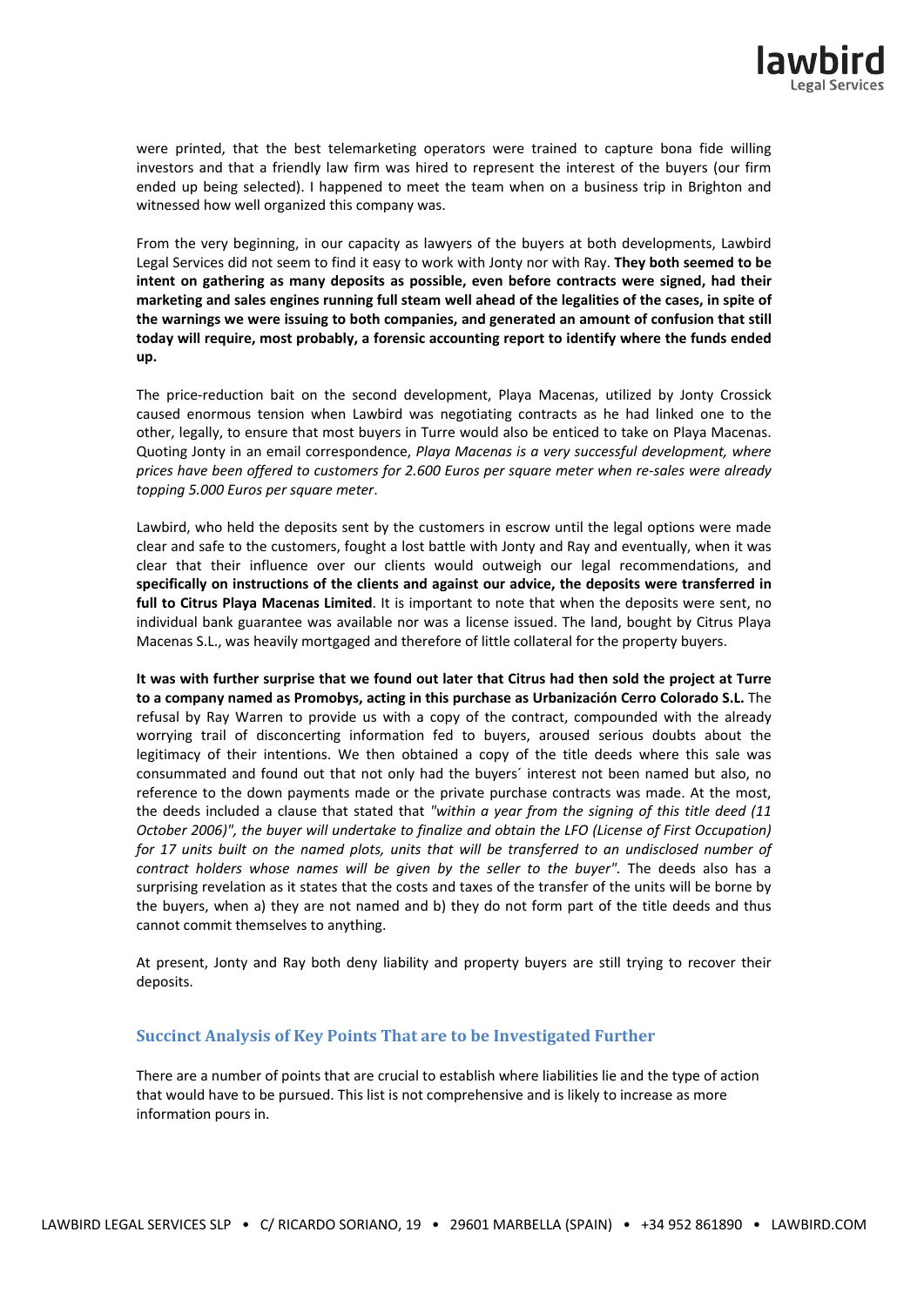were printed, that the best telemarketing operators were trained to capture bona fide willing investors and that a friendly law firm was hired to represent the interest of the buyers (our firm ended up being selected). I happened to meet the team when on a business trip in Brighton and witnessed how well organized this company was.

From the very beginning, in our capacity as lawyers of the buyers at both developments, Lawbird Legal Services did not seem to find it easy to work with Jonty nor with Ray. **They both seemed to be intent on gathering as many deposits as possible, even before contracts were signed, had their marketing and sales engines running full steam well ahead of the legalities of the cases, in spite of the warnings we were issuing to both companies, and generated an amount of confusion that still today will require, most probably, a forensic accounting report to identify where the funds ended up.**

The price-reduction bait on the second development, Playa Macenas, utilized by Jonty Crossick caused enormous tension when Lawbird was negotiating contracts as he had linked one to the other, legally, to ensure that most buyers in Turre would also be enticed to take on Playa Macenas. Quoting Jonty in an email correspondence, *Playa Macenas is a very successful development, where prices have been offered to customers for 2.600 Euros per square meter when re-sales were already topping 5.000 Euros per square meter*.

Lawbird, who held the deposits sent by the customers in escrow until the legal options were made clear and safe to the customers, fought a lost battle with Jonty and Ray and eventually, when it was clear that their influence over our clients would outweigh our legal recommendations, and **specifically on instructions of the clients and against our advice, the deposits were transferred in full to Citrus Playa Macenas Limited**. It is important to note that when the deposits were sent, no individual bank guarantee was available nor was a license issued. The land, bought by Citrus Playa Macenas S.L., was heavily mortgaged and therefore of little collateral for the property buyers.

**It was with further surprise that we found out later that Citrus had then sold the project at Turre to a company named as Promobys, acting in this purchase as Urbanización Cerro Colorado S.L.** The refusal by Ray Warren to provide us with a copy of the contract, compounded with the already worrying trail of disconcerting information fed to buyers, aroused serious doubts about the legitimacy of their intentions. We then obtained a copy of the title deeds where this sale was consummated and found out that not only had the buyers´ interest not been named but also, no reference to the down payments made or the private purchase contracts was made. At the most, the deeds included a clause that stated that *"within a year from the signing of this title deed (11 October 2006)", the buyer will undertake to finalize and obtain the LFO (License of First Occupation) for 17 units built on the named plots, units that will be transferred to an undisclosed number of contract holders whose names will be given by the seller to the buyer"*. The deeds also has a surprising revelation as it states that the costs and taxes of the transfer of the units will be borne by the buyers, when a) they are not named and b) they do not form part of the title deeds and thus cannot commit themselves to anything.

At present, Jonty and Ray both deny liability and property buyers are still trying to recover their deposits.

## Succinct Analysis of Key Points That are to be Investigated Further

There are a number of points that are crucial to establish where liabilities lie and the type of action that would have to be pursued. This list is not comprehensive and is likely to increase as more information pours in.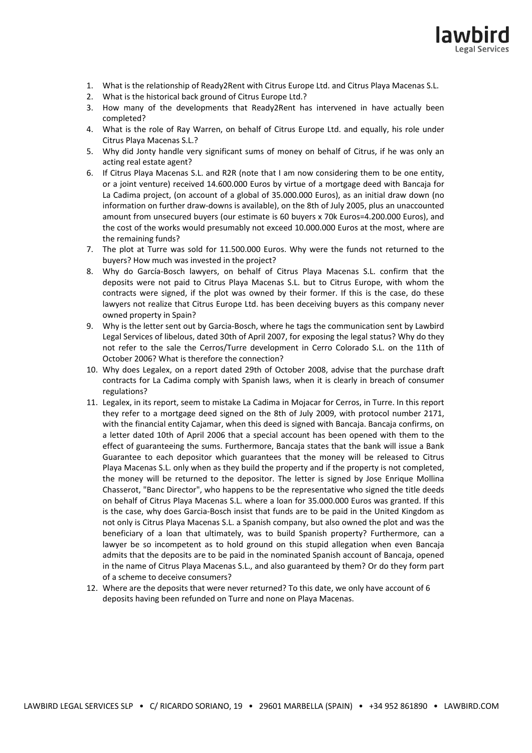1. What is the relationship of Ready2Rent with Citrus Europe Ltd. and Citrus Playa Macenas S.L.
2. What is the historical back ground of Citrus Europe Ltd.?
3. How many of the developments that Ready2Rent has intervened in have actually been completed?
4. What is the role of Ray Warren, on behalf of Citrus Europe Ltd. and equally, his role under Citrus Playa Macenas S.L.?
5. Why did Jonty handle very significant sums of money on behalf of Citrus, if he was only an acting real estate agent?
6. If Citrus Playa Macenas S.L. and R2R (note that I am now considering them to be one entity, or a joint venture) received 14.600.000 Euros by virtue of a mortgage deed with Bancaja for La Cadima project, (on account of a global of 35.000.000 Euros), as an initial draw down (no information on further draw-downs is available), on the 8th of July 2005, plus an unaccounted amount from unsecured buyers (our estimate is 60 buyers x 70k Euros=4.200.000 Euros), and the cost of the works would presumably not exceed 10.000.000 Euros at the most, where are the remaining funds?
7. The plot at Turre was sold for 11.500.000 Euros. Why were the funds not returned to the buyers? How much was invested in the project?
8. Why do García-Bosch lawyers, on behalf of Citrus Playa Macenas S.L. confirm that the deposits were not paid to Citrus Playa Macenas S.L. but to Citrus Europe, with whom the contracts were signed, if the plot was owned by their former. If this is the case, do these lawyers not realize that Citrus Europe Ltd. has been deceiving buyers as this company never owned property in Spain?
9. Why is the letter sent out by Garcia-Bosch, where he tags the communication sent by Lawbird Legal Services of libelous, dated 30th of April 2007, for exposing the legal status? Why do they not refer to the sale the Cerros/Turre development in Cerro Colorado S.L. on the 11th of October 2006? What is therefore the connection?
10. Why does Legalex, on a report dated 29th of October 2008, advise that the purchase draft contracts for La Cadima comply with Spanish laws, when it is clearly in breach of consumer regulations?
11. Legalex, in its report, seem to mistake La Cadima in Mojacar for Cerros, in Turre. In this report they refer to a mortgage deed signed on the 8th of July 2009, with protocol number 2171, with the financial entity Cajamar, when this deed is signed with Bancaja. Bancaja confirms, on a letter dated 10th of April 2006 that a special account has been opened with them to the effect of guaranteeing the sums. Furthermore, Bancaja states that the bank will issue a Bank Guarantee to each depositor which guarantees that the money will be released to Citrus Playa Macenas S.L. only when as they build the property and if the property is not completed, the money will be returned to the depositor. The letter is signed by Jose Enrique Mollina Chasserot, "Banc Director", who happens to be the representative who signed the title deeds on behalf of Citrus Playa Macenas S.L. where a loan for 35.000.000 Euros was granted. If this is the case, why does Garcia-Bosch insist that funds are to be paid in the United Kingdom as not only is Citrus Playa Macenas S.L. a Spanish company, but also owned the plot and was the beneficiary of a loan that ultimately, was to build Spanish property? Furthermore, can a lawyer be so incompetent as to hold ground on this stupid allegation when even Bancaja admits that the deposits are to be paid in the nominated Spanish account of Bancaja, opened in the name of Citrus Playa Macenas S.L., and also guaranteed by them? Or do they form part of a scheme to deceive consumers?
12. Where are the deposits that were never returned? To this date, we only have account of 6 deposits having been refunded on Turre and none on Playa Macenas.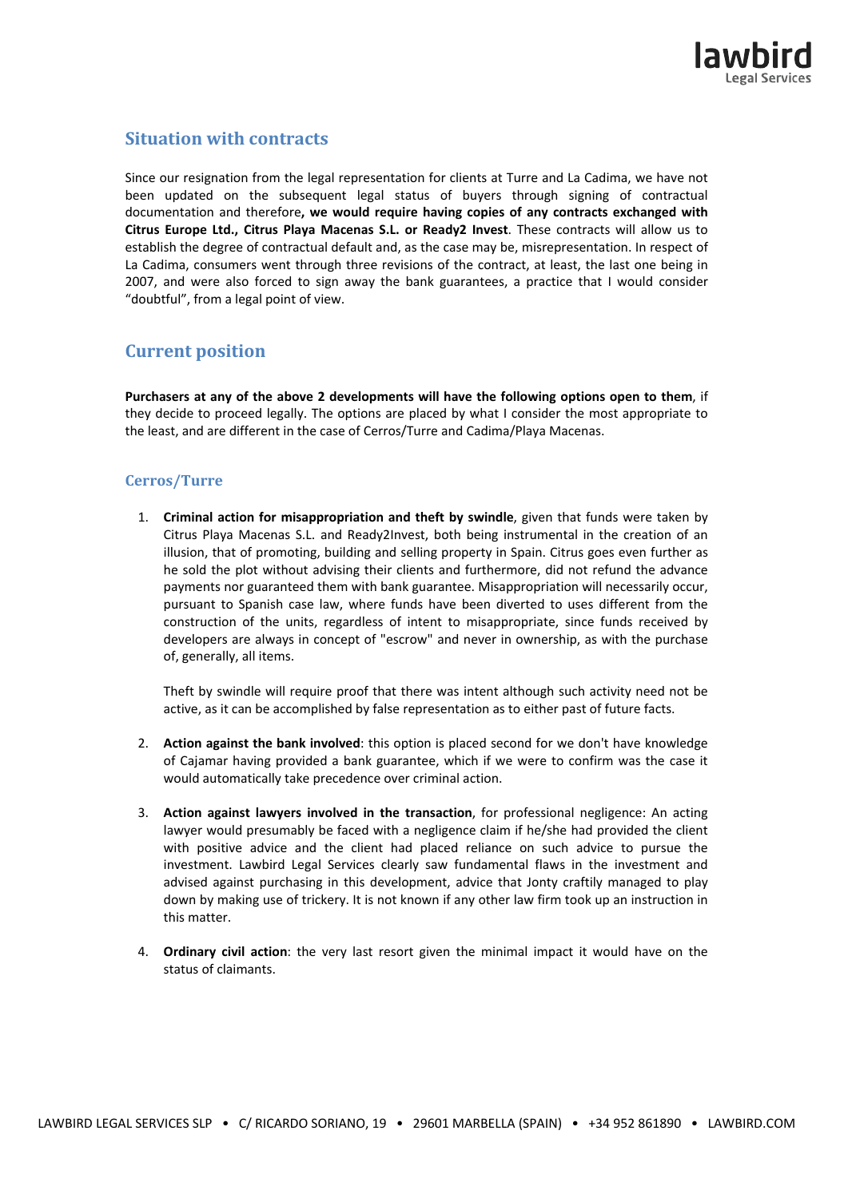## Situation with contracts

Since our resignation from the legal representation for clients at Turre and La Cadima, we have not been updated on the subsequent legal status of buyers through signing of contractual documentation and therefore**, we would require having copies of any contracts exchanged with Citrus Europe Ltd., Citrus Playa Macenas S.L. or Ready2 Invest**. These contracts will allow us to establish the degree of contractual default and, as the case may be, misrepresentation. In respect of La Cadima, consumers went through three revisions of the contract, at least, the last one being in 2007, and were also forced to sign away the bank guarantees, a practice that I would consider "doubtful", from a legal point of view.

## Current position

**Purchasers at any of the above 2 developments will have the following options open to them**, if they decide to proceed legally. The options are placed by what I consider the most appropriate to the least, and are different in the case of Cerros/Turre and Cadima/Playa Macenas.

### Cerros/Turre

1. **Criminal action for misappropriation and theft by swindle**, given that funds were taken by Citrus Playa Macenas S.L. and Ready2Invest, both being instrumental in the creation of an illusion, that of promoting, building and selling property in Spain. Citrus goes even further as he sold the plot without advising their clients and furthermore, did not refund the advance payments nor guaranteed them with bank guarantee. Misappropriation will necessarily occur, pursuant to Spanish case law, where funds have been diverted to uses different from the construction of the units, regardless of intent to misappropriate, since funds received by developers are always in concept of "escrow" and never in ownership, as with the purchase of, generally, all items.

   Theft by swindle will require proof that there was intent although such activity need not be active, as it can be accomplished by false representation as to either past of future facts.

2. **Action against the bank involved**: this option is placed second for we don't have knowledge of Cajamar having provided a bank guarantee, which if we were to confirm was the case it would automatically take precedence over criminal action.

3. **Action against lawyers involved in the transaction**, for professional negligence: An acting lawyer would presumably be faced with a negligence claim if he/she had provided the client with positive advice and the client had placed reliance on such advice to pursue the investment. Lawbird Legal Services clearly saw fundamental flaws in the investment and advised against purchasing in this development, advice that Jonty craftily managed to play down by making use of trickery. It is not known if any other law firm took up an instruction in this matter.

4. **Ordinary civil action**: the very last resort given the minimal impact it would have on the status of claimants.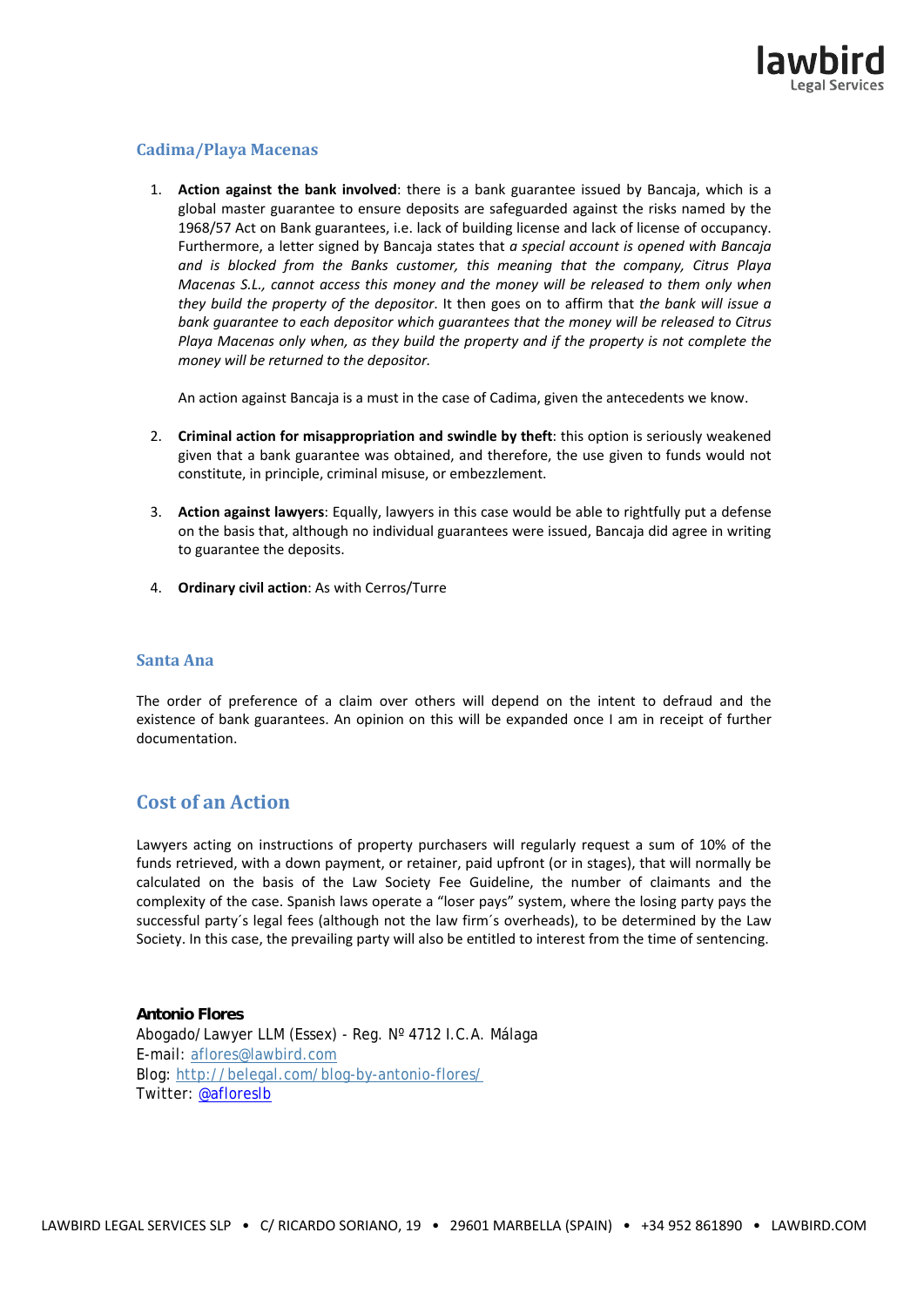### Cadima/Playa Macenas

1. **Action against the bank involved**: there is a bank guarantee issued by Bancaja, which is a global master guarantee to ensure deposits are safeguarded against the risks named by the 1968/57 Act on Bank guarantees, i.e. lack of building license and lack of license of occupancy. Furthermore, a letter signed by Bancaja states that *a special account is opened with Bancaja and is blocked from the Banks customer, this meaning that the company, Citrus Playa Macenas S.L., cannot access this money and the money will be released to them only when they build the property of the depositor*. It then goes on to affirm that *the bank will issue a bank guarantee to each depositor which guarantees that the money will be released to Citrus Playa Macenas only when, as they build the property and if the property is not complete the money will be returned to the depositor.*

   An action against Bancaja is a must in the case of Cadima, given the antecedents we know.

2. **Criminal action for misappropriation and swindle by theft**: this option is seriously weakened given that a bank guarantee was obtained, and therefore, the use given to funds would not constitute, in principle, criminal misuse, or embezzlement.

3. **Action against lawyers**: Equally, lawyers in this case would be able to rightfully put a defense on the basis that, although no individual guarantees were issued, Bancaja did agree in writing to guarantee the deposits.

4. **Ordinary civil action**: As with Cerros/Turre

### Santa Ana

The order of preference of a claim over others will depend on the intent to defraud and the existence of bank guarantees. An opinion on this will be expanded once I am in receipt of further documentation.

## Cost of an Action

Lawyers acting on instructions of property purchasers will regularly request a sum of 10% of the funds retrieved, with a down payment, or retainer, paid upfront (or in stages), that will normally be calculated on the basis of the Law Society Fee Guideline, the number of claimants and the complexity of the case. Spanish laws operate a "loser pays" system, where the losing party pays the successful party´s legal fees (although not the law firm´s overheads), to be determined by the Law Society. In this case, the prevailing party will also be entitled to interest from the time of sentencing.

**Antonio Flores**
Abogado/Lawyer LLM (Essex) - Reg. Nº 4712 I.C.A. Málaga
E-mail: aflores@lawbird.com
Blog: http://belegal.com/blog-by-antonio-flores/
Twitter: @afloreslb